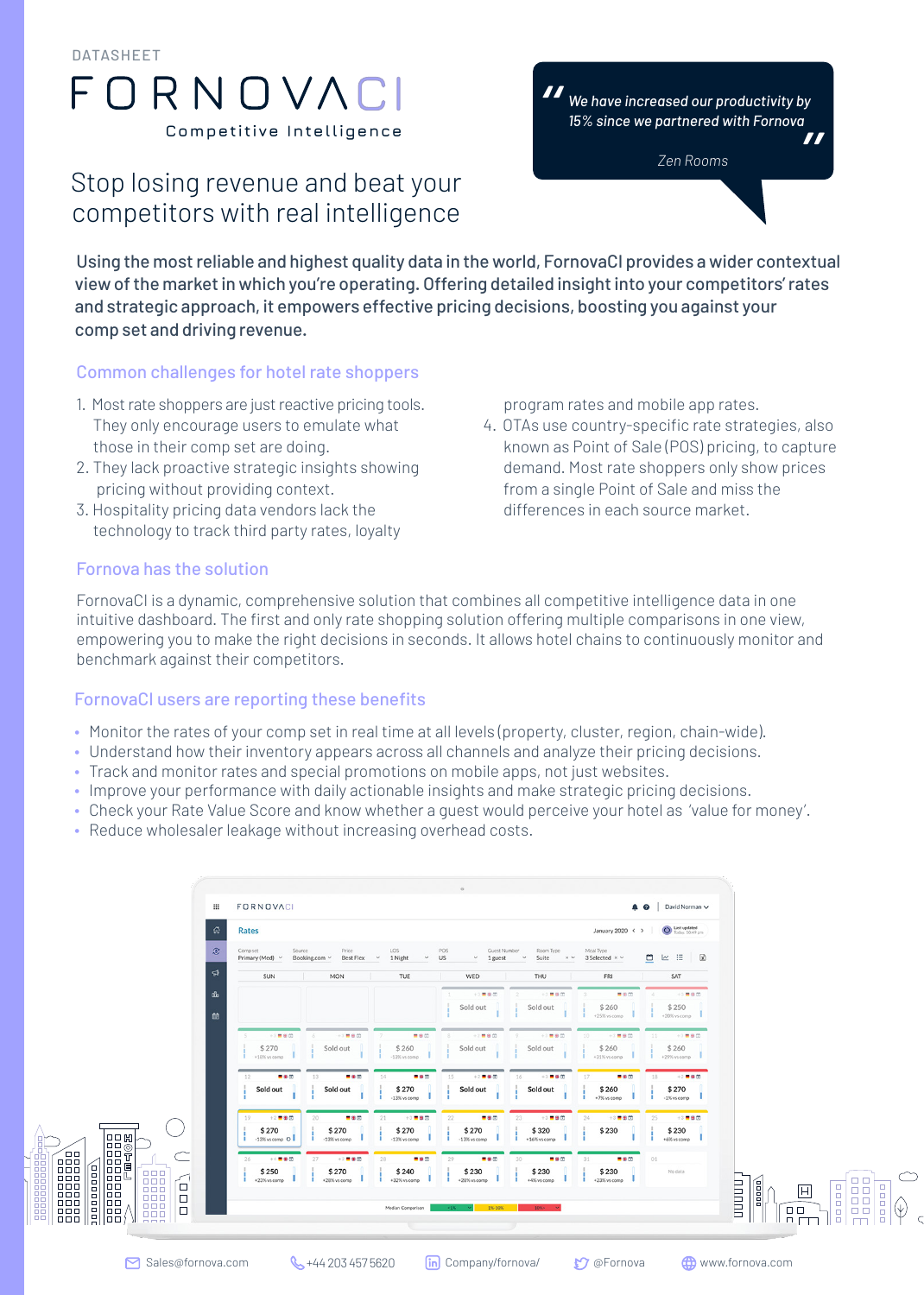DATASHEET

# FORNOVACI

Competitive Intelligence

## Stop losing revenue and beat your competitors with real intelligence

> *"We have increased our productivity by 15% since we partnered with Fornova"*
>
> *Zen Rooms*

**Using the most reliable and highest quality data in the world, FornovaCI provides a wider contextual view of the market in which you're operating. Offering detailed insight into your competitors' rates and strategic approach, it empowers effective pricing decisions, boosting you against your comp set and driving revenue.**

### Common challenges for hotel rate shoppers

1. Most rate shoppers are just reactive pricing tools. They only encourage users to emulate what those in their comp set are doing.
2. They lack proactive strategic insights showing pricing without providing context.
3. Hospitality pricing data vendors lack the technology to track third party rates, loyalty program rates and mobile app rates.
4. OTAs use country-specific rate strategies, also known as Point of Sale (POS) pricing, to capture demand. Most rate shoppers only show prices from a single Point of Sale and miss the differences in each source market.

### Fornova has the solution

FornovaCI is a dynamic, comprehensive solution that combines all competitive intelligence data in one intuitive dashboard. The first and only rate shopping solution offering multiple comparisons in one view, empowering you to make the right decisions in seconds. It allows hotel chains to continuously monitor and benchmark against their competitors.

### FornovaCI users are reporting these benefits

- Monitor the rates of your comp set in real time at all levels (property, cluster, region, chain-wide).
- Understand how their inventory appears across all channels and analyze their pricing decisions.
- Track and monitor rates and special promotions on mobile apps, not just websites.
- Improve your performance with daily actionable insights and make strategic pricing decisions.
- Check your Rate Value Score and know whether a guest would perceive your hotel as 'value for money'.
- Reduce wholesaler leakage without increasing overhead costs.

Sales@fornova.com | +44 203 457 5620 | Company/fornova/ | @Fornova | www.fornova.com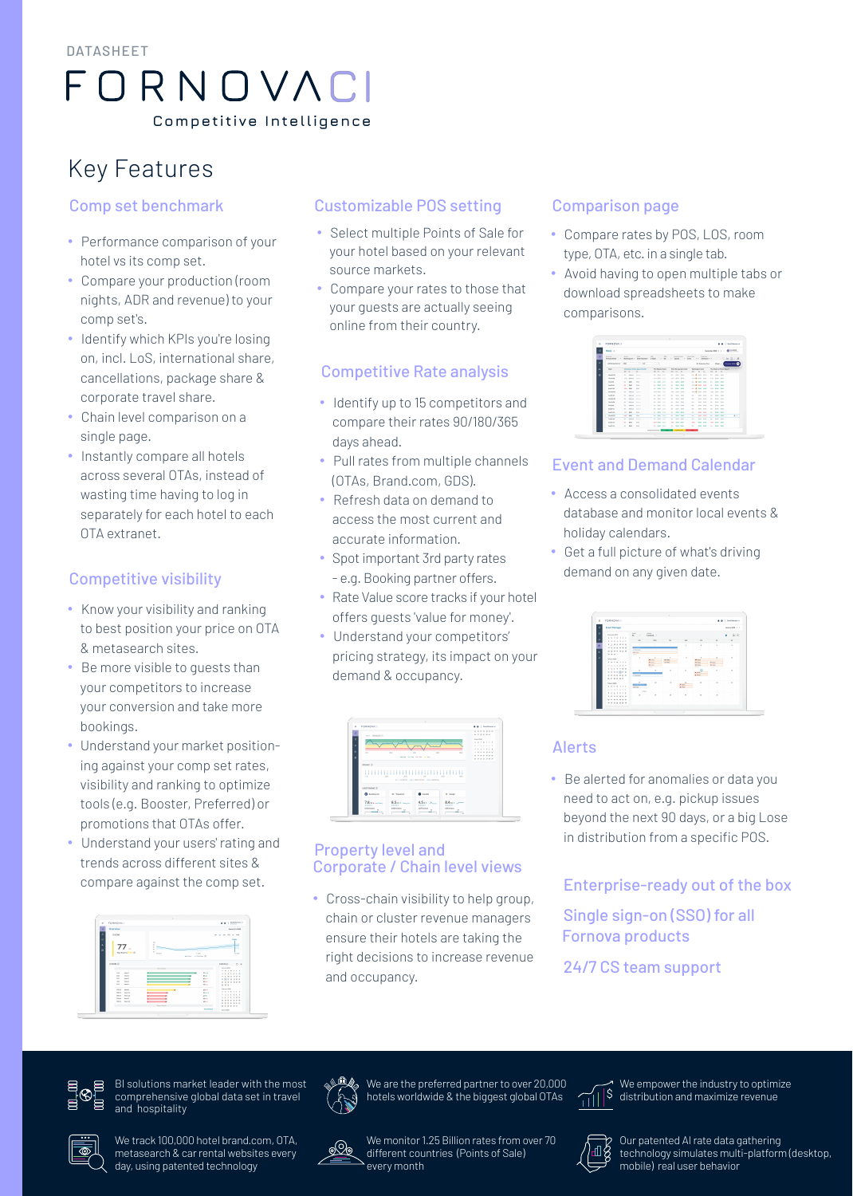DATASHEET

# FORNOVA CI

Competitive Intelligence

## Key Features

### Comp set benchmark

- Performance comparison of your hotel vs its comp set.
- Compare your production (room nights, ADR and revenue) to your comp set's.
- Identify which KPIs you're losing on, incl. LoS, international share, cancellations, package share & corporate travel share.
- Chain level comparison on a single page.
- Instantly compare all hotels across several OTAs, instead of wasting time having to log in separately for each hotel to each OTA extranet.

### Competitive visibility

- Know your visibility and ranking to best position your price on OTA & metasearch sites.
- Be more visible to guests than your competitors to increase your conversion and take more bookings.
- Understand your market positioning against your comp set rates, visibility and ranking to optimize tools (e.g. Booster, Preferred) or promotions that OTAs offer.
- Understand your users' rating and trends across different sites & compare against the comp set.

### Customizable POS setting

- Select multiple Points of Sale for your hotel based on your relevant source markets.
- Compare your rates to those that your guests are actually seeing online from their country.

### Competitive Rate analysis

- Identify up to 15 competitors and compare their rates 90/180/365 days ahead.
- Pull rates from multiple channels (OTAs, Brand.com, GDS).
- Refresh data on demand to access the most current and accurate information.
- Spot important 3rd party rates - e.g. Booking partner offers.
- Rate Value score tracks if your hotel offers guests 'value for money'.
- Understand your competitors' pricing strategy, its impact on your demand & occupancy.

### Property level and Corporate / Chain level views

- Cross-chain visibility to help group, chain or cluster revenue managers ensure their hotels are taking the right decisions to increase revenue and occupancy.

### Comparison page

- Compare rates by POS, LOS, room type, OTA, etc. in a single tab.
- Avoid having to open multiple tabs or download spreadsheets to make comparisons.

### Event and Demand Calendar

- Access a consolidated events database and monitor local events & holiday calendars.
- Get a full picture of what's driving demand on any given date.

### Alerts

- Be alerted for anomalies or data you need to act on, e.g. pickup issues beyond the next 90 days, or a big Lose in distribution from a specific POS.

### Enterprise-ready out of the box

### Single sign-on (SSO) for all Fornova products

### 24/7 CS team support

---

BI solutions market leader with the most comprehensive global data set in travel and hospitality

We are the preferred partner to over 20,000 hotels worldwide & the biggest global OTAs

We empower the industry to optimize distribution and maximize revenue

We track 100,000 hotel brand.com, OTA, metasearch & car rental websites every day, using patented technology

We monitor 1.25 Billion rates from over 70 different countries (Points of Sale) every month

Our patented AI rate data gathering technology simulates multi-platform (desktop, mobile) real user behavior